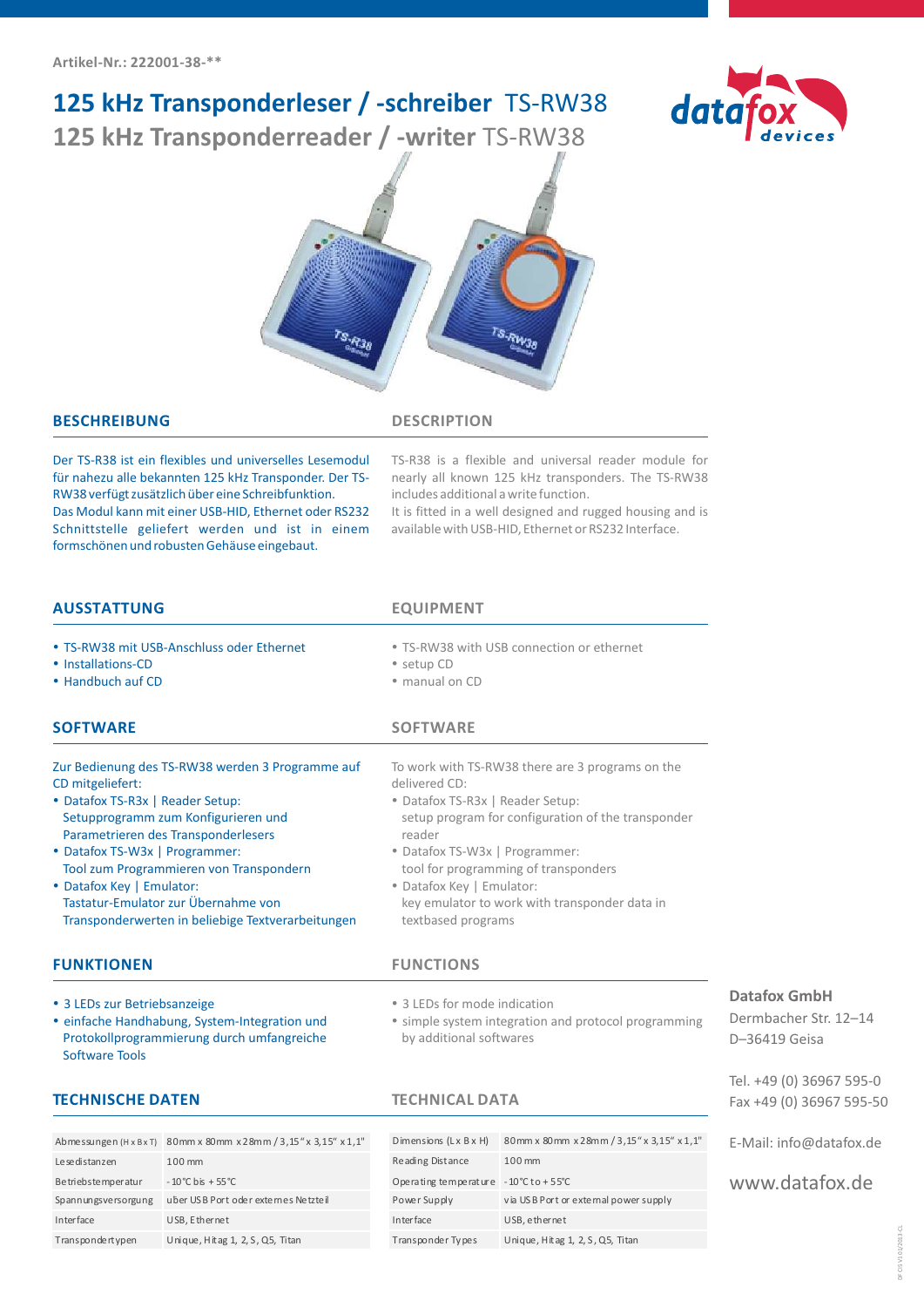Artikel-Nr.: 222001-38-**

# 125 kHz Transponderleser / -schreiber TS-RW38

# 125 kHz Transponderreader / -writer TS-RW38

## BESCHREIBUNG

Der TS-R38 ist ein flexibles und universelles Lesemodul für nahezu alle bekannten 125 kHz Transponder. Der TS-RW38 verfügt zusätzlich über eine Schreibfunktion.
Das Modul kann mit einer USB-HID, Ethernet oder RS232 Schnittstelle geliefert werden und ist in einem formschönen und robusten Gehäuse eingebaut.

## DESCRIPTION

TS-R38 is a flexible and universal reader module for nearly all known 125 kHz transponders. The TS-RW38 includes additional a write function.
It is fitted in a well designed and rugged housing and is available with USB-HID, Ethernet or RS232 Interface.

## AUSSTATTUNG

- TS-RW38 mit USB-Anschluss oder Ethernet
- Installations-CD
- Handbuch auf CD

## EQUIPMENT

- TS-RW38 with USB connection or ethernet
- setup CD
- manual on CD

## SOFTWARE

Zur Bedienung des TS-RW38 werden 3 Programme auf CD mitgeliefert:

- Datafox TS-R3x | Reader Setup:
  Setupprogramm zum Konfigurieren und Parametrieren des Transponderlesers
- Datafox TS-W3x | Programmer:
  Tool zum Programmieren von Transpondern
- Datafox Key | Emulator:
  Tastatur-Emulator zur Übernahme von Transponderwerten in beliebige Textverarbeitungen

## SOFTWARE

To work with TS-RW38 there are 3 programs on the delivered CD:

- Datafox TS-R3x | Reader Setup:
  setup program for configuration of the transponder reader
- Datafox TS-W3x | Programmer:
  tool for programming of transponders
- Datafox Key | Emulator:
  key emulator to work with transponder data in textbased programs

## FUNKTIONEN

- 3 LEDs zur Betriebsanzeige
- einfache Handhabung, System-Integration und Protokollprogrammierung durch umfangreiche Software Tools

## FUNCTIONS

- 3 LEDs for mode indication
- simple system integration and protocol programming by additional softwares

## TECHNISCHE DATEN

| | |
|---|---|
| Abmessungen (H x B x T) | 80mm x 80mm x 28mm / 3,15" x 3,15" x 1,1" |
| Lesedistanzen | 100 mm |
| Betriebstemperatur | - 10°C bis + 55°C |
| Spannungsversorgung | uber USB Port oder externes Netzteil |
| Interface | USB, Ethernet |
| Transpondertypen | Unique, Hitag 1, 2, S, Q5, Titan |

## TECHNICAL DATA

| | |
|---|---|
| Dimensions (L x B x H) | 80mm x 80mm x 28mm / 3,15" x 3,15" x 1,1" |
| Reading Distance | 100 mm |
| Operating temperature | - 10°C to + 55°C |
| Power Supply | via USB Port or external power supply |
| Interface | USB, ethernet |
| Transponder Types | Unique, Hitag 1, 2, S, Q5, Titan |

**Datafox GmbH**
Dermbacher Str. 12–14
D–36419 Geisa

Tel. +49 (0) 36967 595-0
Fax +49 (0) 36967 595-50

E-Mail: info@datafox.de

www.datafox.de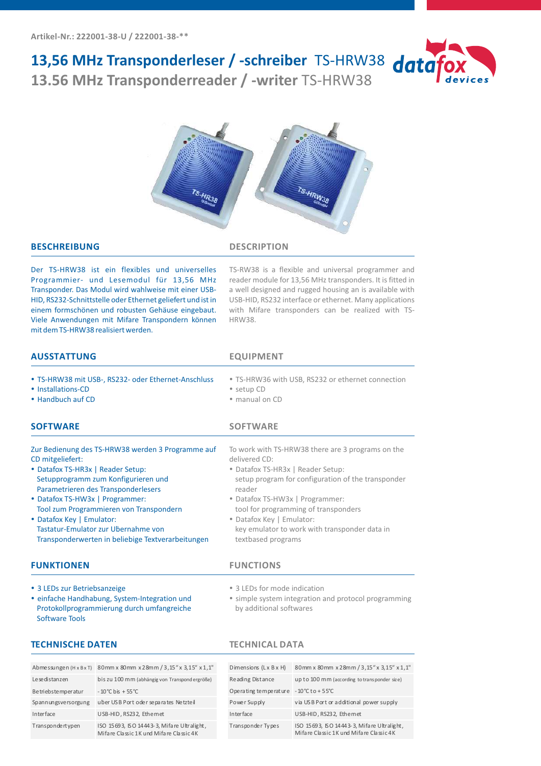Artikel-Nr.: 222001-38-U / 222001-38-**

# 13,56 MHz Transponderleser / -schreiber TS-HRW38

# 13.56 MHz Transponderreader / -writer TS-HRW38

## BESCHREIBUNG

Der TS-HRW38 ist ein flexibles und universelles Programmier- und Lesemodul für 13,56 MHz Transponder. Das Modul wird wahlweise mit einer USB-HID, RS232-Schnittstelle oder Ethernet geliefert und ist in einem formschönen und robusten Gehäuse eingebaut. Viele Anwendungen mit Mifare Transpondern können mit dem TS-HRW38 realisiert werden.

## DESCRIPTION

TS-RW38 is a flexible and universal programmer and reader module for 13,56 MHz transponders. It is fitted in a well designed and rugged housing an is available with USB-HID, RS232 interface or ethernet. Many applications with Mifare transponders can be realized with TS-HRW38.

## AUSSTATTUNG

- TS-HRW38 mit USB-, RS232- oder Ethernet-Anschluss
- Installations-CD
- Handbuch auf CD

## EQUIPMENT

- TS-HRW36 with USB, RS232 or ethernet connection
- setup CD
- manual on CD

## SOFTWARE

Zur Bedienung des TS-HRW38 werden 3 Programme auf CD mitgeliefert:

- Datafox TS-HR3x | Reader Setup:
  Setupprogramm zum Konfigurieren und Parametrieren des Transponderlesers
- Datafox TS-HW3x | Programmer:
  Tool zum Programmieren von Transpondern
- Datafox Key | Emulator:
  Tastatur-Emulator zur Ubernahme von Transponderwerten in beliebige Textverarbeitungen

## SOFTWARE

To work with TS-HRW38 there are 3 programs on the delivered CD:

- Datafox TS-HR3x | Reader Setup:
  setup program for configuration of the transponder reader
- Datafox TS-HW3x | Programmer:
  tool for programming of transponders
- Datafox Key | Emulator:
  key emulator to work with transponder data in textbased programs

## FUNKTIONEN

- 3 LEDs zur Betriebsanzeige
- einfache Handhabung, System-Integration und Protokollprogrammierung durch umfangreiche Software Tools

## FUNCTIONS

- 3 LEDs for mode indication
- simple system integration and protocol programming by additional softwares

## TECHNISCHE DATEN

| | |
|---|---|
| Abmessungen (H x B x T) | 80mm x 80mm x 28mm / 3,15" x 3,15" x 1,1" |
| Lesedistanzen | bis zu 100 mm (abhängig von Transpondergröße) |
| Betriebstemperatur | - 10°C bis + 55°C |
| Spannungsversorgung | uber USB Port oder separates Netzteil |
| Interface | USB-HID, RS232, Ethernet |
| Transpondertypen | ISO 15693, ISO 14443-3, Mifare Ultralight, Mifare Classic 1K und Mifare Classic 4K |

## TECHNICAL DATA

| | |
|---|---|
| Dimensions (L x B x H) | 80mm x 80mm x 28mm / 3,15" x 3,15" x 1,1" |
| Reading Distance | up to 100 mm (according to transponder size) |
| Operating temperature | - 10°C to + 55°C |
| Power Supply | via USB Port or additional power supply |
| Interface | USB-HID, RS232, Ethernet |
| Transponder Types | ISO 15693, ISO 14443-3, Mifare Ultralight, Mifare Classic 1K und Mifare Classic 4K |